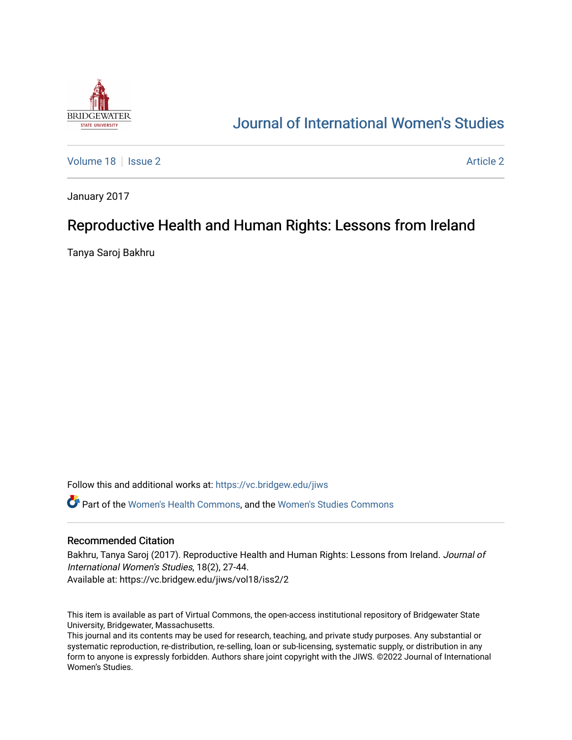# Journal of International Women's Studies

Volume 18 | Issue 2 | Article 2

January 2017

## Reproductive Health and Human Rights: Lessons from Ireland

Tanya Saroj Bakhru

Follow this and additional works at: https://vc.bridgew.edu/jiws

Part of the Women's Health Commons, and the Women's Studies Commons

### Recommended Citation

Bakhru, Tanya Saroj (2017). Reproductive Health and Human Rights: Lessons from Ireland. *Journal of International Women's Studies*, 18(2), 27-44.
Available at: https://vc.bridgew.edu/jiws/vol18/iss2/2

This item is available as part of Virtual Commons, the open-access institutional repository of Bridgewater State University, Bridgewater, Massachusetts.
This journal and its contents may be used for research, teaching, and private study purposes. Any substantial or systematic reproduction, re-distribution, re-selling, loan or sub-licensing, systematic supply, or distribution in any form to anyone is expressly forbidden. Authors share joint copyright with the JIWS. ©2022 Journal of International Women's Studies.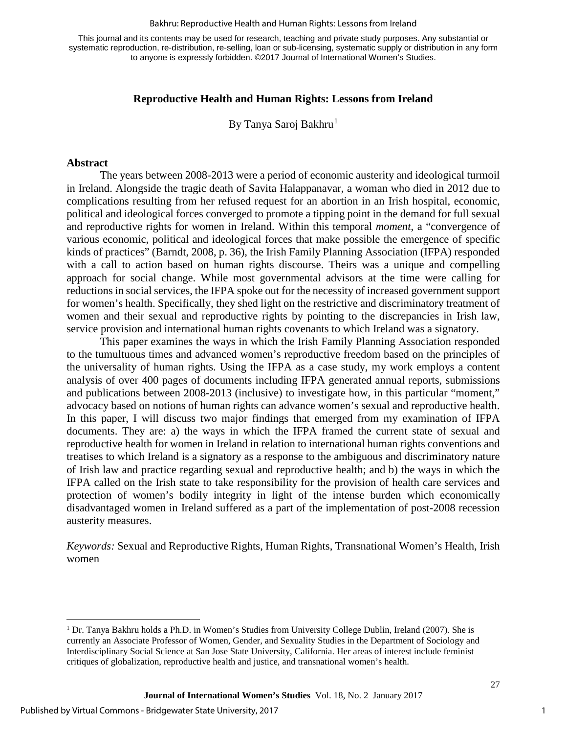# Reproductive Health and Human Rights: Lessons from Ireland

By Tanya Saroj Bakhru[1]

## Abstract

The years between 2008-2013 were a period of economic austerity and ideological turmoil in Ireland. Alongside the tragic death of Savita Halappanavar, a woman who died in 2012 due to complications resulting from her refused request for an abortion in an Irish hospital, economic, political and ideological forces converged to promote a tipping point in the demand for full sexual and reproductive rights for women in Ireland. Within this temporal *moment*, a "convergence of various economic, political and ideological forces that make possible the emergence of specific kinds of practices" (Barndt, 2008, p. 36), the Irish Family Planning Association (IFPA) responded with a call to action based on human rights discourse. Theirs was a unique and compelling approach for social change. While most governmental advisors at the time were calling for reductions in social services, the IFPA spoke out for the necessity of increased government support for women's health. Specifically, they shed light on the restrictive and discriminatory treatment of women and their sexual and reproductive rights by pointing to the discrepancies in Irish law, service provision and international human rights covenants to which Ireland was a signatory.

This paper examines the ways in which the Irish Family Planning Association responded to the tumultuous times and advanced women's reproductive freedom based on the principles of the universality of human rights. Using the IFPA as a case study, my work employs a content analysis of over 400 pages of documents including IFPA generated annual reports, submissions and publications between 2008-2013 (inclusive) to investigate how, in this particular "moment," advocacy based on notions of human rights can advance women's sexual and reproductive health. In this paper, I will discuss two major findings that emerged from my examination of IFPA documents. They are: a) the ways in which the IFPA framed the current state of sexual and reproductive health for women in Ireland in relation to international human rights conventions and treatises to which Ireland is a signatory as a response to the ambiguous and discriminatory nature of Irish law and practice regarding sexual and reproductive health; and b) the ways in which the IFPA called on the Irish state to take responsibility for the provision of health care services and protection of women's bodily integrity in light of the intense burden which economically disadvantaged women in Ireland suffered as a part of the implementation of post-2008 recession austerity measures.

*Keywords:* Sexual and Reproductive Rights, Human Rights, Transnational Women's Health, Irish women

---

[1] Dr. Tanya Bakhru holds a Ph.D. in Women's Studies from University College Dublin, Ireland (2007). She is currently an Associate Professor of Women, Gender, and Sexuality Studies in the Department of Sociology and Interdisciplinary Social Science at San Jose State University, California. Her areas of interest include feminist critiques of globalization, reproductive health and justice, and transnational women's health.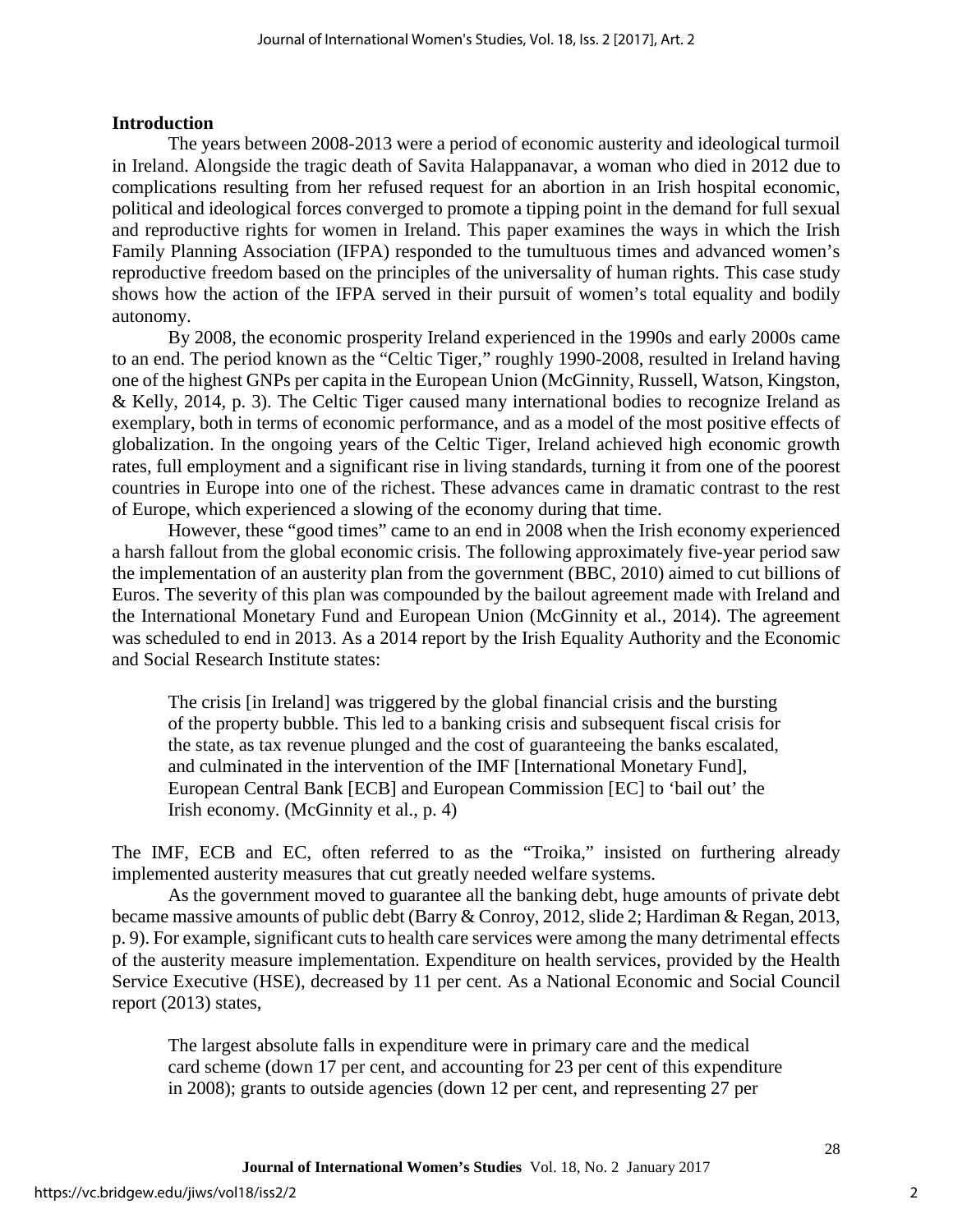## Introduction

The years between 2008-2013 were a period of economic austerity and ideological turmoil in Ireland. Alongside the tragic death of Savita Halappanavar, a woman who died in 2012 due to complications resulting from her refused request for an abortion in an Irish hospital economic, political and ideological forces converged to promote a tipping point in the demand for full sexual and reproductive rights for women in Ireland. This paper examines the ways in which the Irish Family Planning Association (IFPA) responded to the tumultuous times and advanced women's reproductive freedom based on the principles of the universality of human rights. This case study shows how the action of the IFPA served in their pursuit of women's total equality and bodily autonomy.

By 2008, the economic prosperity Ireland experienced in the 1990s and early 2000s came to an end. The period known as the "Celtic Tiger," roughly 1990-2008, resulted in Ireland having one of the highest GNPs per capita in the European Union (McGinnity, Russell, Watson, Kingston, & Kelly, 2014, p. 3). The Celtic Tiger caused many international bodies to recognize Ireland as exemplary, both in terms of economic performance, and as a model of the most positive effects of globalization. In the ongoing years of the Celtic Tiger, Ireland achieved high economic growth rates, full employment and a significant rise in living standards, turning it from one of the poorest countries in Europe into one of the richest. These advances came in dramatic contrast to the rest of Europe, which experienced a slowing of the economy during that time.

However, these "good times" came to an end in 2008 when the Irish economy experienced a harsh fallout from the global economic crisis. The following approximately five-year period saw the implementation of an austerity plan from the government (BBC, 2010) aimed to cut billions of Euros. The severity of this plan was compounded by the bailout agreement made with Ireland and the International Monetary Fund and European Union (McGinnity et al., 2014). The agreement was scheduled to end in 2013. As a 2014 report by the Irish Equality Authority and the Economic and Social Research Institute states:

> The crisis [in Ireland] was triggered by the global financial crisis and the bursting of the property bubble. This led to a banking crisis and subsequent fiscal crisis for the state, as tax revenue plunged and the cost of guaranteeing the banks escalated, and culminated in the intervention of the IMF [International Monetary Fund], European Central Bank [ECB] and European Commission [EC] to 'bail out' the Irish economy. (McGinnity et al., p. 4)

The IMF, ECB and EC, often referred to as the "Troika," insisted on furthering already implemented austerity measures that cut greatly needed welfare systems.

As the government moved to guarantee all the banking debt, huge amounts of private debt became massive amounts of public debt (Barry & Conroy, 2012, slide 2; Hardiman & Regan, 2013, p. 9). For example, significant cuts to health care services were among the many detrimental effects of the austerity measure implementation. Expenditure on health services, provided by the Health Service Executive (HSE), decreased by 11 per cent. As a National Economic and Social Council report (2013) states,

> The largest absolute falls in expenditure were in primary care and the medical card scheme (down 17 per cent, and accounting for 23 per cent of this expenditure in 2008); grants to outside agencies (down 12 per cent, and representing 27 per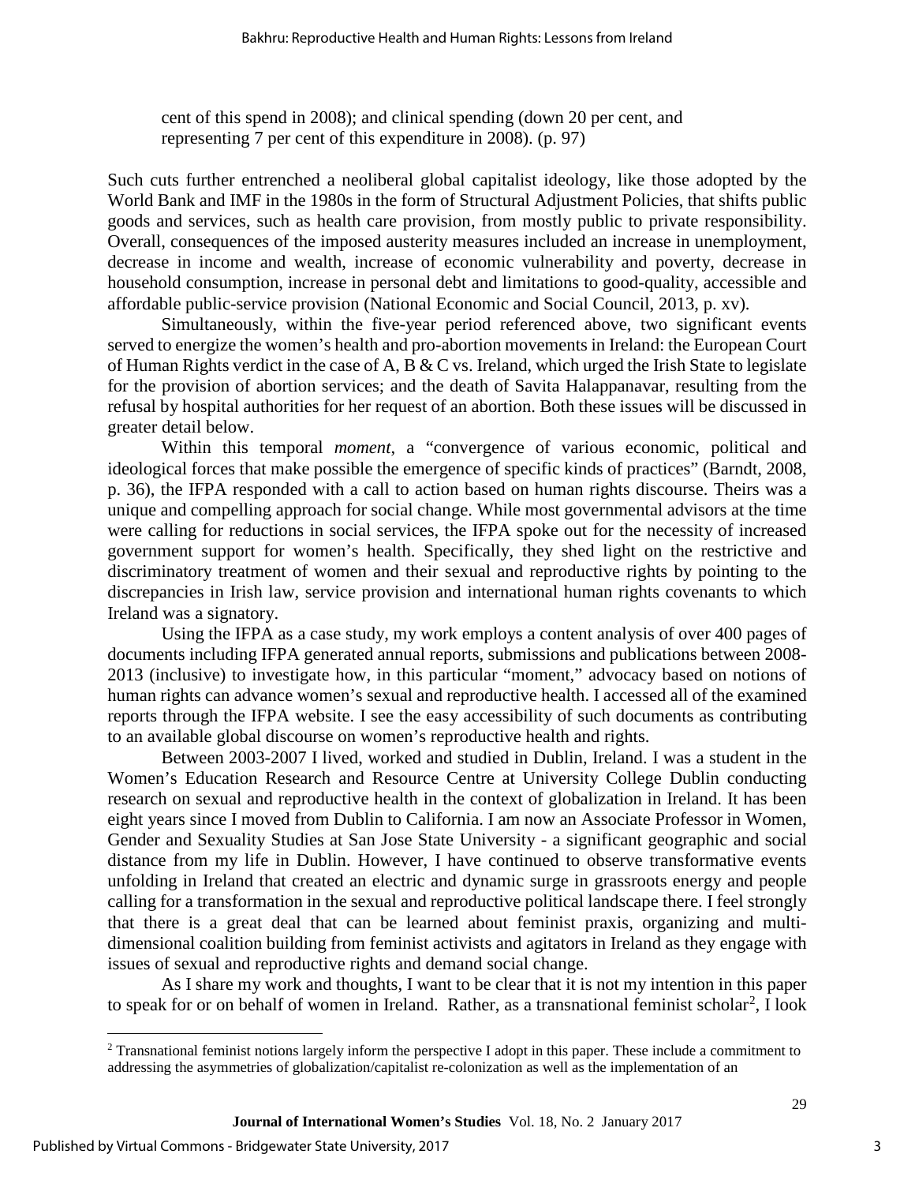> cent of this spend in 2008); and clinical spending (down 20 per cent, and representing 7 per cent of this expenditure in 2008). (p. 97)

Such cuts further entrenched a neoliberal global capitalist ideology, like those adopted by the World Bank and IMF in the 1980s in the form of Structural Adjustment Policies, that shifts public goods and services, such as health care provision, from mostly public to private responsibility. Overall, consequences of the imposed austerity measures included an increase in unemployment, decrease in income and wealth, increase of economic vulnerability and poverty, decrease in household consumption, increase in personal debt and limitations to good-quality, accessible and affordable public-service provision (National Economic and Social Council, 2013, p. xv).

Simultaneously, within the five-year period referenced above, two significant events served to energize the women's health and pro-abortion movements in Ireland: the European Court of Human Rights verdict in the case of A, B & C vs. Ireland, which urged the Irish State to legislate for the provision of abortion services; and the death of Savita Halappanavar, resulting from the refusal by hospital authorities for her request of an abortion. Both these issues will be discussed in greater detail below.

Within this temporal *moment*, a "convergence of various economic, political and ideological forces that make possible the emergence of specific kinds of practices" (Barndt, 2008, p. 36), the IFPA responded with a call to action based on human rights discourse. Theirs was a unique and compelling approach for social change. While most governmental advisors at the time were calling for reductions in social services, the IFPA spoke out for the necessity of increased government support for women's health. Specifically, they shed light on the restrictive and discriminatory treatment of women and their sexual and reproductive rights by pointing to the discrepancies in Irish law, service provision and international human rights covenants to which Ireland was a signatory.

Using the IFPA as a case study, my work employs a content analysis of over 400 pages of documents including IFPA generated annual reports, submissions and publications between 2008-2013 (inclusive) to investigate how, in this particular "moment," advocacy based on notions of human rights can advance women's sexual and reproductive health. I accessed all of the examined reports through the IFPA website. I see the easy accessibility of such documents as contributing to an available global discourse on women's reproductive health and rights.

Between 2003-2007 I lived, worked and studied in Dublin, Ireland. I was a student in the Women's Education Research and Resource Centre at University College Dublin conducting research on sexual and reproductive health in the context of globalization in Ireland. It has been eight years since I moved from Dublin to California. I am now an Associate Professor in Women, Gender and Sexuality Studies at San Jose State University - a significant geographic and social distance from my life in Dublin. However, I have continued to observe transformative events unfolding in Ireland that created an electric and dynamic surge in grassroots energy and people calling for a transformation in the sexual and reproductive political landscape there. I feel strongly that there is a great deal that can be learned about feminist praxis, organizing and multi-dimensional coalition building from feminist activists and agitators in Ireland as they engage with issues of sexual and reproductive rights and demand social change.

As I share my work and thoughts, I want to be clear that it is not my intention in this paper to speak for or on behalf of women in Ireland. Rather, as a transnational feminist scholar[2], I look

---

[2] Transnational feminist notions largely inform the perspective I adopt in this paper. These include a commitment to addressing the asymmetries of globalization/capitalist re-colonization as well as the implementation of an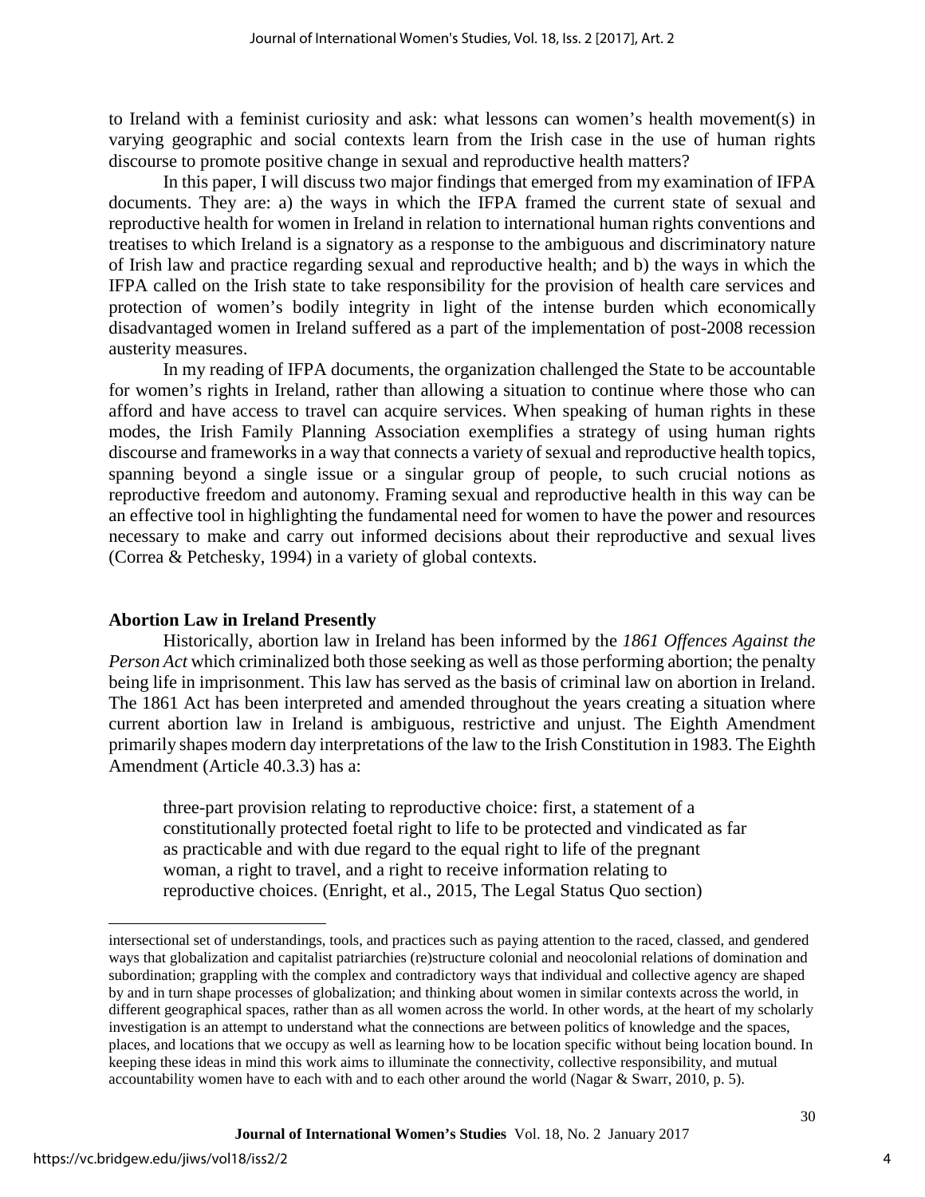to Ireland with a feminist curiosity and ask: what lessons can women's health movement(s) in varying geographic and social contexts learn from the Irish case in the use of human rights discourse to promote positive change in sexual and reproductive health matters?

In this paper, I will discuss two major findings that emerged from my examination of IFPA documents. They are: a) the ways in which the IFPA framed the current state of sexual and reproductive health for women in Ireland in relation to international human rights conventions and treatises to which Ireland is a signatory as a response to the ambiguous and discriminatory nature of Irish law and practice regarding sexual and reproductive health; and b) the ways in which the IFPA called on the Irish state to take responsibility for the provision of health care services and protection of women's bodily integrity in light of the intense burden which economically disadvantaged women in Ireland suffered as a part of the implementation of post-2008 recession austerity measures.

In my reading of IFPA documents, the organization challenged the State to be accountable for women's rights in Ireland, rather than allowing a situation to continue where those who can afford and have access to travel can acquire services. When speaking of human rights in these modes, the Irish Family Planning Association exemplifies a strategy of using human rights discourse and frameworks in a way that connects a variety of sexual and reproductive health topics, spanning beyond a single issue or a singular group of people, to such crucial notions as reproductive freedom and autonomy. Framing sexual and reproductive health in this way can be an effective tool in highlighting the fundamental need for women to have the power and resources necessary to make and carry out informed decisions about their reproductive and sexual lives (Correa & Petchesky, 1994) in a variety of global contexts.

## Abortion Law in Ireland Presently

Historically, abortion law in Ireland has been informed by the *1861 Offences Against the Person Act* which criminalized both those seeking as well as those performing abortion; the penalty being life in imprisonment. This law has served as the basis of criminal law on abortion in Ireland. The 1861 Act has been interpreted and amended throughout the years creating a situation where current abortion law in Ireland is ambiguous, restrictive and unjust. The Eighth Amendment primarily shapes modern day interpretations of the law to the Irish Constitution in 1983. The Eighth Amendment (Article 40.3.3) has a:

> three-part provision relating to reproductive choice: first, a statement of a constitutionally protected foetal right to life to be protected and vindicated as far as practicable and with due regard to the equal right to life of the pregnant woman, a right to travel, and a right to receive information relating to reproductive choices. (Enright, et al., 2015, The Legal Status Quo section)

---

intersectional set of understandings, tools, and practices such as paying attention to the raced, classed, and gendered ways that globalization and capitalist patriarchies (re)structure colonial and neocolonial relations of domination and subordination; grappling with the complex and contradictory ways that individual and collective agency are shaped by and in turn shape processes of globalization; and thinking about women in similar contexts across the world, in different geographical spaces, rather than as all women across the world. In other words, at the heart of my scholarly investigation is an attempt to understand what the connections are between politics of knowledge and the spaces, places, and locations that we occupy as well as learning how to be location specific without being location bound. In keeping these ideas in mind this work aims to illuminate the connectivity, collective responsibility, and mutual accountability women have to each with and to each other around the world (Nagar & Swarr, 2010, p. 5).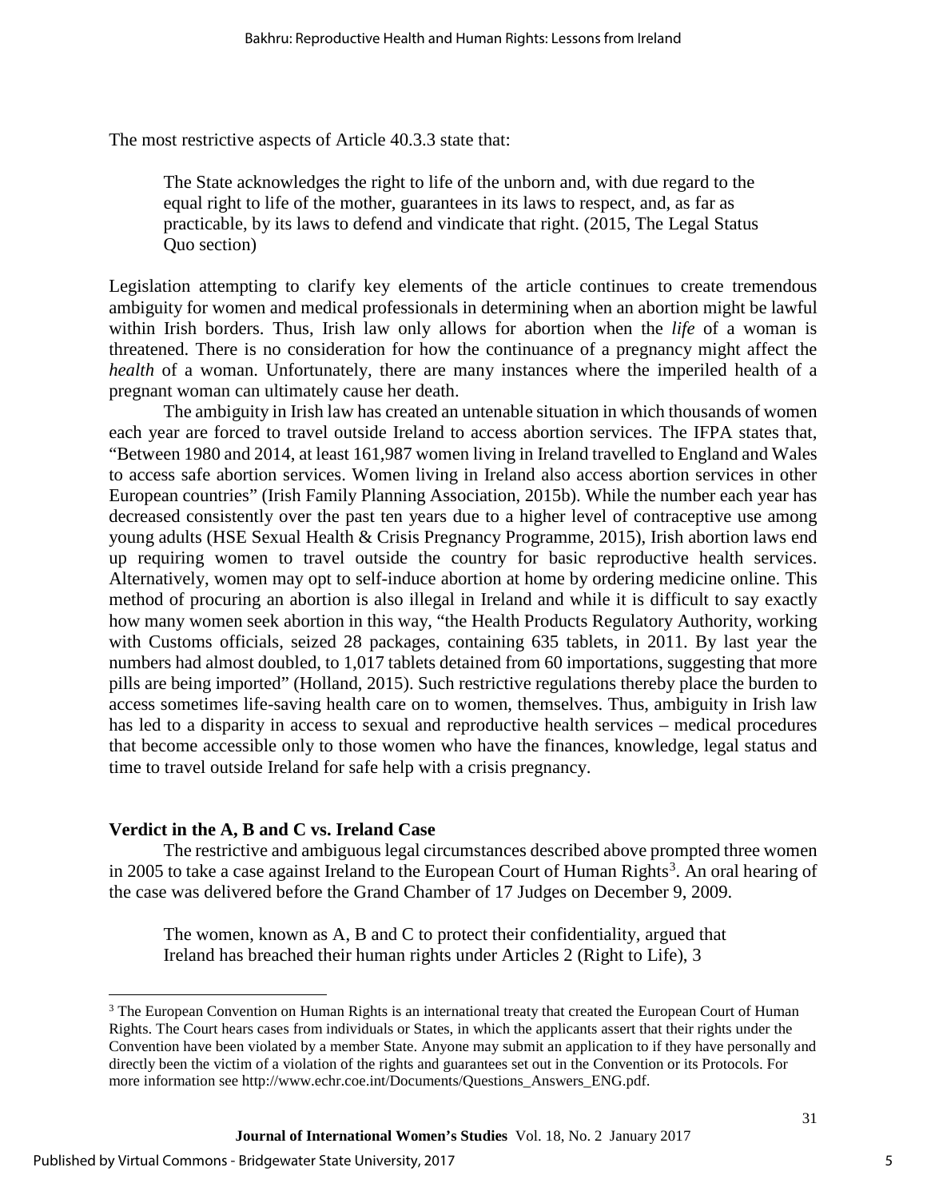The most restrictive aspects of Article 40.3.3 state that:

> The State acknowledges the right to life of the unborn and, with due regard to the equal right to life of the mother, guarantees in its laws to respect, and, as far as practicable, by its laws to defend and vindicate that right. (2015, The Legal Status Quo section)

Legislation attempting to clarify key elements of the article continues to create tremendous ambiguity for women and medical professionals in determining when an abortion might be lawful within Irish borders. Thus, Irish law only allows for abortion when the *life* of a woman is threatened. There is no consideration for how the continuance of a pregnancy might affect the *health* of a woman. Unfortunately, there are many instances where the imperiled health of a pregnant woman can ultimately cause her death.

The ambiguity in Irish law has created an untenable situation in which thousands of women each year are forced to travel outside Ireland to access abortion services. The IFPA states that, "Between 1980 and 2014, at least 161,987 women living in Ireland travelled to England and Wales to access safe abortion services. Women living in Ireland also access abortion services in other European countries" (Irish Family Planning Association, 2015b). While the number each year has decreased consistently over the past ten years due to a higher level of contraceptive use among young adults (HSE Sexual Health & Crisis Pregnancy Programme, 2015), Irish abortion laws end up requiring women to travel outside the country for basic reproductive health services. Alternatively, women may opt to self-induce abortion at home by ordering medicine online. This method of procuring an abortion is also illegal in Ireland and while it is difficult to say exactly how many women seek abortion in this way, "the Health Products Regulatory Authority, working with Customs officials, seized 28 packages, containing 635 tablets, in 2011. By last year the numbers had almost doubled, to 1,017 tablets detained from 60 importations, suggesting that more pills are being imported" (Holland, 2015). Such restrictive regulations thereby place the burden to access sometimes life-saving health care on to women, themselves. Thus, ambiguity in Irish law has led to a disparity in access to sexual and reproductive health services – medical procedures that become accessible only to those women who have the finances, knowledge, legal status and time to travel outside Ireland for safe help with a crisis pregnancy.

**Verdict in the A, B and C vs. Ireland Case**

The restrictive and ambiguous legal circumstances described above prompted three women in 2005 to take a case against Ireland to the European Court of Human Rights[3]. An oral hearing of the case was delivered before the Grand Chamber of 17 Judges on December 9, 2009.

> The women, known as A, B and C to protect their confidentiality, argued that Ireland has breached their human rights under Articles 2 (Right to Life), 3

[3] The European Convention on Human Rights is an international treaty that created the European Court of Human Rights. The Court hears cases from individuals or States, in which the applicants assert that their rights under the Convention have been violated by a member State. Anyone may submit an application to if they have personally and directly been the victim of a violation of the rights and guarantees set out in the Convention or its Protocols. For more information see http://www.echr.coe.int/Documents/Questions_Answers_ENG.pdf.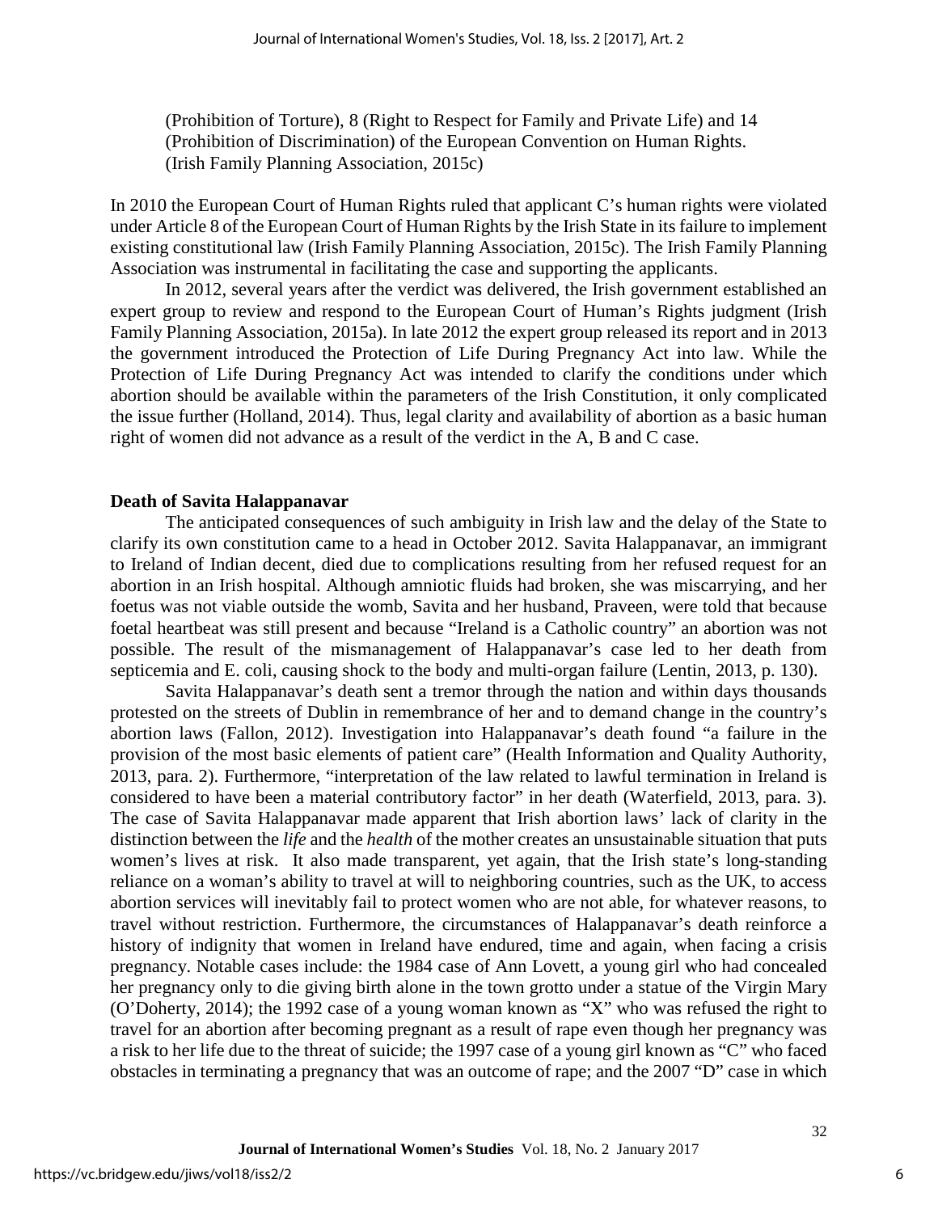(Prohibition of Torture), 8 (Right to Respect for Family and Private Life) and 14 (Prohibition of Discrimination) of the European Convention on Human Rights. (Irish Family Planning Association, 2015c)

In 2010 the European Court of Human Rights ruled that applicant C's human rights were violated under Article 8 of the European Court of Human Rights by the Irish State in its failure to implement existing constitutional law (Irish Family Planning Association, 2015c). The Irish Family Planning Association was instrumental in facilitating the case and supporting the applicants.

In 2012, several years after the verdict was delivered, the Irish government established an expert group to review and respond to the European Court of Human's Rights judgment (Irish Family Planning Association, 2015a). In late 2012 the expert group released its report and in 2013 the government introduced the Protection of Life During Pregnancy Act into law. While the Protection of Life During Pregnancy Act was intended to clarify the conditions under which abortion should be available within the parameters of the Irish Constitution, it only complicated the issue further (Holland, 2014). Thus, legal clarity and availability of abortion as a basic human right of women did not advance as a result of the verdict in the A, B and C case.

**Death of Savita Halappanavar**

The anticipated consequences of such ambiguity in Irish law and the delay of the State to clarify its own constitution came to a head in October 2012. Savita Halappanavar, an immigrant to Ireland of Indian decent, died due to complications resulting from her refused request for an abortion in an Irish hospital. Although amniotic fluids had broken, she was miscarrying, and her foetus was not viable outside the womb, Savita and her husband, Praveen, were told that because foetal heartbeat was still present and because "Ireland is a Catholic country" an abortion was not possible. The result of the mismanagement of Halappanavar's case led to her death from septicemia and E. coli, causing shock to the body and multi-organ failure (Lentin, 2013, p. 130).

Savita Halappanavar's death sent a tremor through the nation and within days thousands protested on the streets of Dublin in remembrance of her and to demand change in the country's abortion laws (Fallon, 2012). Investigation into Halappanavar's death found "a failure in the provision of the most basic elements of patient care" (Health Information and Quality Authority, 2013, para. 2). Furthermore, "interpretation of the law related to lawful termination in Ireland is considered to have been a material contributory factor" in her death (Waterfield, 2013, para. 3). The case of Savita Halappanavar made apparent that Irish abortion laws' lack of clarity in the distinction between the *life* and the *health* of the mother creates an unsustainable situation that puts women's lives at risk. It also made transparent, yet again, that the Irish state's long-standing reliance on a woman's ability to travel at will to neighboring countries, such as the UK, to access abortion services will inevitably fail to protect women who are not able, for whatever reasons, to travel without restriction. Furthermore, the circumstances of Halappanavar's death reinforce a history of indignity that women in Ireland have endured, time and again, when facing a crisis pregnancy. Notable cases include: the 1984 case of Ann Lovett, a young girl who had concealed her pregnancy only to die giving birth alone in the town grotto under a statue of the Virgin Mary (O'Doherty, 2014); the 1992 case of a young woman known as "X" who was refused the right to travel for an abortion after becoming pregnant as a result of rape even though her pregnancy was a risk to her life due to the threat of suicide; the 1997 case of a young girl known as "C" who faced obstacles in terminating a pregnancy that was an outcome of rape; and the 2007 "D" case in which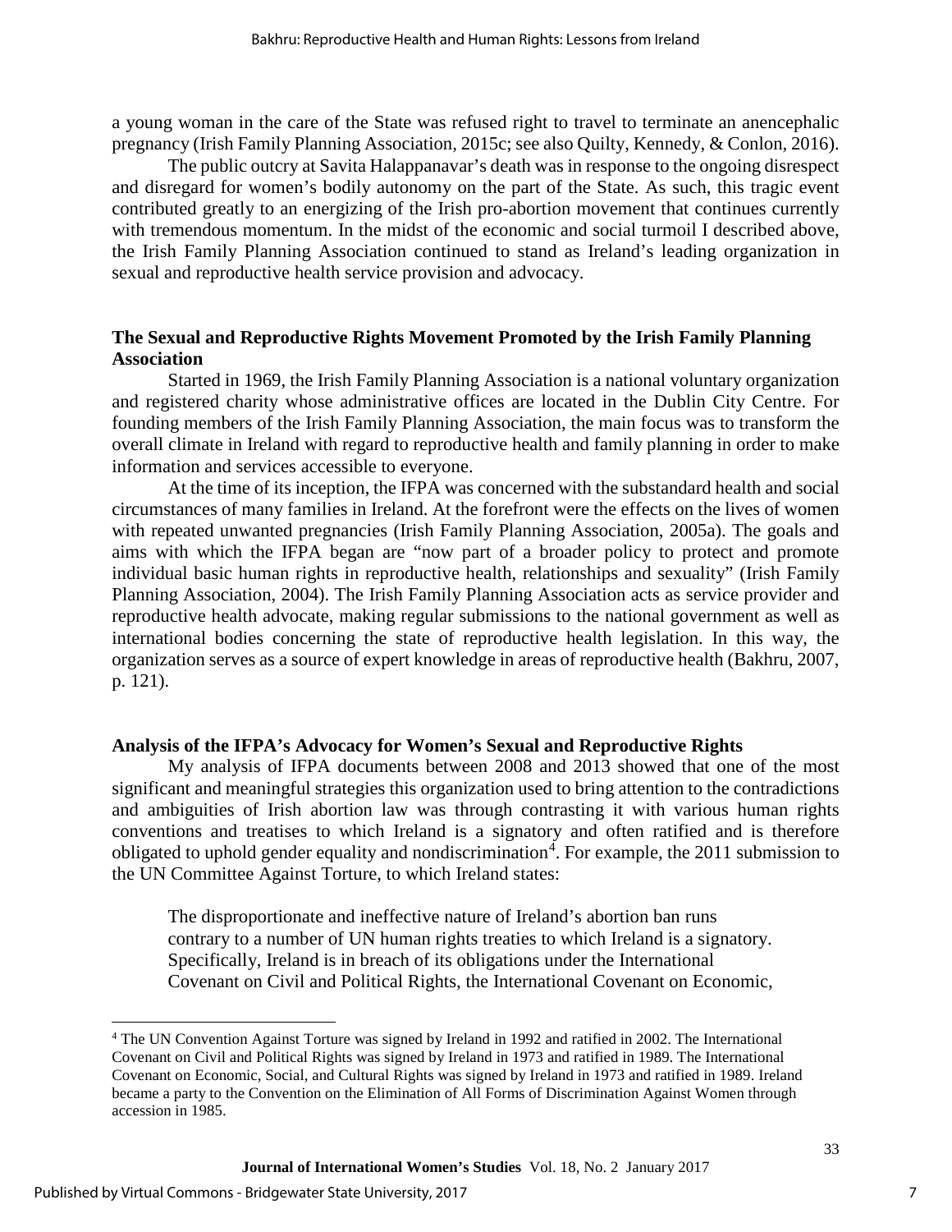a young woman in the care of the State was refused right to travel to terminate an anencephalic pregnancy (Irish Family Planning Association, 2015c; see also Quilty, Kennedy, & Conlon, 2016).

The public outcry at Savita Halappanavar's death was in response to the ongoing disrespect and disregard for women's bodily autonomy on the part of the State. As such, this tragic event contributed greatly to an energizing of the Irish pro-abortion movement that continues currently with tremendous momentum. In the midst of the economic and social turmoil I described above, the Irish Family Planning Association continued to stand as Ireland's leading organization in sexual and reproductive health service provision and advocacy.

## The Sexual and Reproductive Rights Movement Promoted by the Irish Family Planning Association

Started in 1969, the Irish Family Planning Association is a national voluntary organization and registered charity whose administrative offices are located in the Dublin City Centre. For founding members of the Irish Family Planning Association, the main focus was to transform the overall climate in Ireland with regard to reproductive health and family planning in order to make information and services accessible to everyone.

At the time of its inception, the IFPA was concerned with the substandard health and social circumstances of many families in Ireland. At the forefront were the effects on the lives of women with repeated unwanted pregnancies (Irish Family Planning Association, 2005a). The goals and aims with which the IFPA began are "now part of a broader policy to protect and promote individual basic human rights in reproductive health, relationships and sexuality" (Irish Family Planning Association, 2004). The Irish Family Planning Association acts as service provider and reproductive health advocate, making regular submissions to the national government as well as international bodies concerning the state of reproductive health legislation. In this way, the organization serves as a source of expert knowledge in areas of reproductive health (Bakhru, 2007, p. 121).

## Analysis of the IFPA's Advocacy for Women's Sexual and Reproductive Rights

My analysis of IFPA documents between 2008 and 2013 showed that one of the most significant and meaningful strategies this organization used to bring attention to the contradictions and ambiguities of Irish abortion law was through contrasting it with various human rights conventions and treatises to which Ireland is a signatory and often ratified and is therefore obligated to uphold gender equality and nondiscrimination[4]. For example, the 2011 submission to the UN Committee Against Torture, to which Ireland states:

> The disproportionate and ineffective nature of Ireland's abortion ban runs contrary to a number of UN human rights treaties to which Ireland is a signatory. Specifically, Ireland is in breach of its obligations under the International Covenant on Civil and Political Rights, the International Covenant on Economic,

---

[4] The UN Convention Against Torture was signed by Ireland in 1992 and ratified in 2002. The International Covenant on Civil and Political Rights was signed by Ireland in 1973 and ratified in 1989. The International Covenant on Economic, Social, and Cultural Rights was signed by Ireland in 1973 and ratified in 1989. Ireland became a party to the Convention on the Elimination of All Forms of Discrimination Against Women through accession in 1985.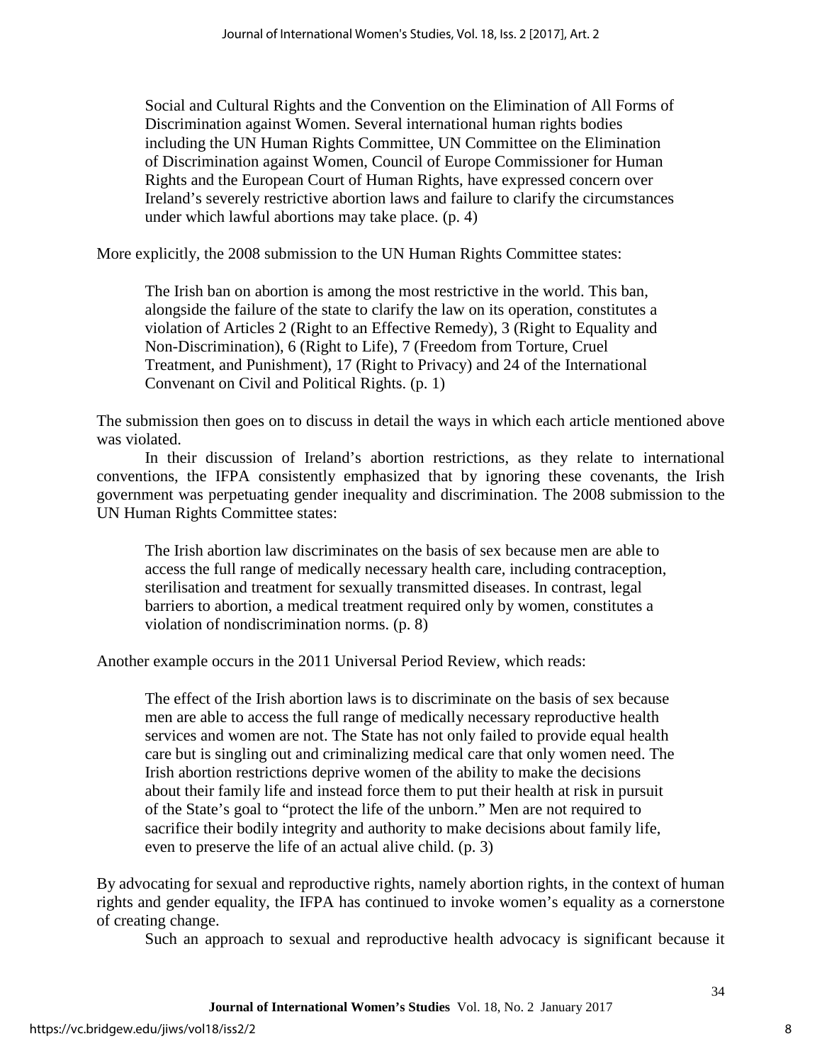> Social and Cultural Rights and the Convention on the Elimination of All Forms of Discrimination against Women. Several international human rights bodies including the UN Human Rights Committee, UN Committee on the Elimination of Discrimination against Women, Council of Europe Commissioner for Human Rights and the European Court of Human Rights, have expressed concern over Ireland's severely restrictive abortion laws and failure to clarify the circumstances under which lawful abortions may take place. (p. 4)

More explicitly, the 2008 submission to the UN Human Rights Committee states:

> The Irish ban on abortion is among the most restrictive in the world. This ban, alongside the failure of the state to clarify the law on its operation, constitutes a violation of Articles 2 (Right to an Effective Remedy), 3 (Right to Equality and Non-Discrimination), 6 (Right to Life), 7 (Freedom from Torture, Cruel Treatment, and Punishment), 17 (Right to Privacy) and 24 of the International Convenant on Civil and Political Rights. (p. 1)

The submission then goes on to discuss in detail the ways in which each article mentioned above was violated.

In their discussion of Ireland's abortion restrictions, as they relate to international conventions, the IFPA consistently emphasized that by ignoring these covenants, the Irish government was perpetuating gender inequality and discrimination. The 2008 submission to the UN Human Rights Committee states:

> The Irish abortion law discriminates on the basis of sex because men are able to access the full range of medically necessary health care, including contraception, sterilisation and treatment for sexually transmitted diseases. In contrast, legal barriers to abortion, a medical treatment required only by women, constitutes a violation of nondiscrimination norms. (p. 8)

Another example occurs in the 2011 Universal Period Review, which reads:

> The effect of the Irish abortion laws is to discriminate on the basis of sex because men are able to access the full range of medically necessary reproductive health services and women are not. The State has not only failed to provide equal health care but is singling out and criminalizing medical care that only women need. The Irish abortion restrictions deprive women of the ability to make the decisions about their family life and instead force them to put their health at risk in pursuit of the State's goal to "protect the life of the unborn." Men are not required to sacrifice their bodily integrity and authority to make decisions about family life, even to preserve the life of an actual alive child. (p. 3)

By advocating for sexual and reproductive rights, namely abortion rights, in the context of human rights and gender equality, the IFPA has continued to invoke women's equality as a cornerstone of creating change.

Such an approach to sexual and reproductive health advocacy is significant because it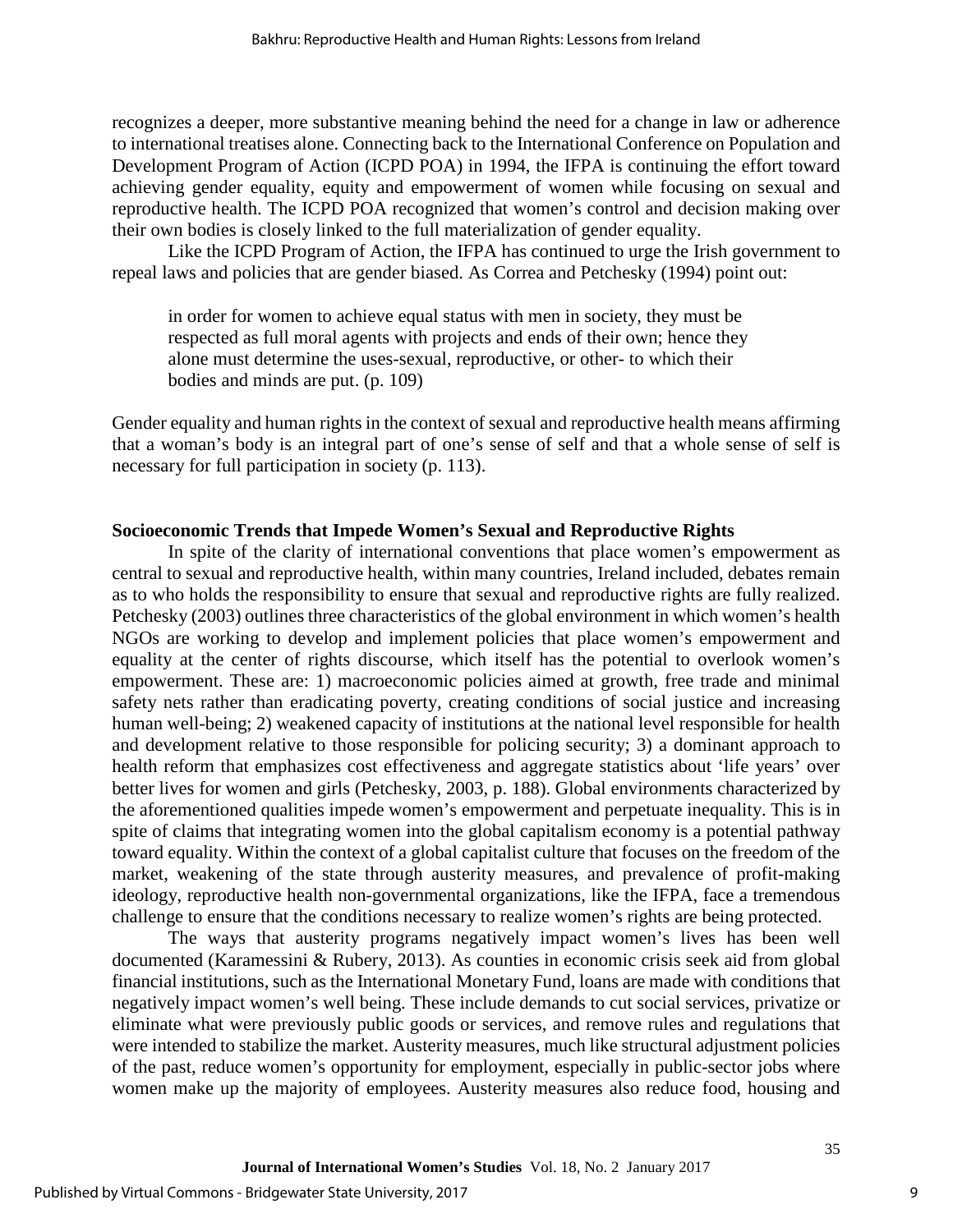recognizes a deeper, more substantive meaning behind the need for a change in law or adherence to international treatises alone. Connecting back to the International Conference on Population and Development Program of Action (ICPD POA) in 1994, the IFPA is continuing the effort toward achieving gender equality, equity and empowerment of women while focusing on sexual and reproductive health. The ICPD POA recognized that women's control and decision making over their own bodies is closely linked to the full materialization of gender equality.

Like the ICPD Program of Action, the IFPA has continued to urge the Irish government to repeal laws and policies that are gender biased. As Correa and Petchesky (1994) point out:

> in order for women to achieve equal status with men in society, they must be respected as full moral agents with projects and ends of their own; hence they alone must determine the uses-sexual, reproductive, or other- to which their bodies and minds are put. (p. 109)

Gender equality and human rights in the context of sexual and reproductive health means affirming that a woman's body is an integral part of one's sense of self and that a whole sense of self is necessary for full participation in society (p. 113).

## Socioeconomic Trends that Impede Women's Sexual and Reproductive Rights

In spite of the clarity of international conventions that place women's empowerment as central to sexual and reproductive health, within many countries, Ireland included, debates remain as to who holds the responsibility to ensure that sexual and reproductive rights are fully realized. Petchesky (2003) outlines three characteristics of the global environment in which women's health NGOs are working to develop and implement policies that place women's empowerment and equality at the center of rights discourse, which itself has the potential to overlook women's empowerment. These are: 1) macroeconomic policies aimed at growth, free trade and minimal safety nets rather than eradicating poverty, creating conditions of social justice and increasing human well-being; 2) weakened capacity of institutions at the national level responsible for health and development relative to those responsible for policing security; 3) a dominant approach to health reform that emphasizes cost effectiveness and aggregate statistics about 'life years' over better lives for women and girls (Petchesky, 2003, p. 188). Global environments characterized by the aforementioned qualities impede women's empowerment and perpetuate inequality. This is in spite of claims that integrating women into the global capitalism economy is a potential pathway toward equality. Within the context of a global capitalist culture that focuses on the freedom of the market, weakening of the state through austerity measures, and prevalence of profit-making ideology, reproductive health non-governmental organizations, like the IFPA, face a tremendous challenge to ensure that the conditions necessary to realize women's rights are being protected.

The ways that austerity programs negatively impact women's lives has been well documented (Karamessini & Rubery, 2013). As counties in economic crisis seek aid from global financial institutions, such as the International Monetary Fund, loans are made with conditions that negatively impact women's well being. These include demands to cut social services, privatize or eliminate what were previously public goods or services, and remove rules and regulations that were intended to stabilize the market. Austerity measures, much like structural adjustment policies of the past, reduce women's opportunity for employment, especially in public-sector jobs where women make up the majority of employees. Austerity measures also reduce food, housing and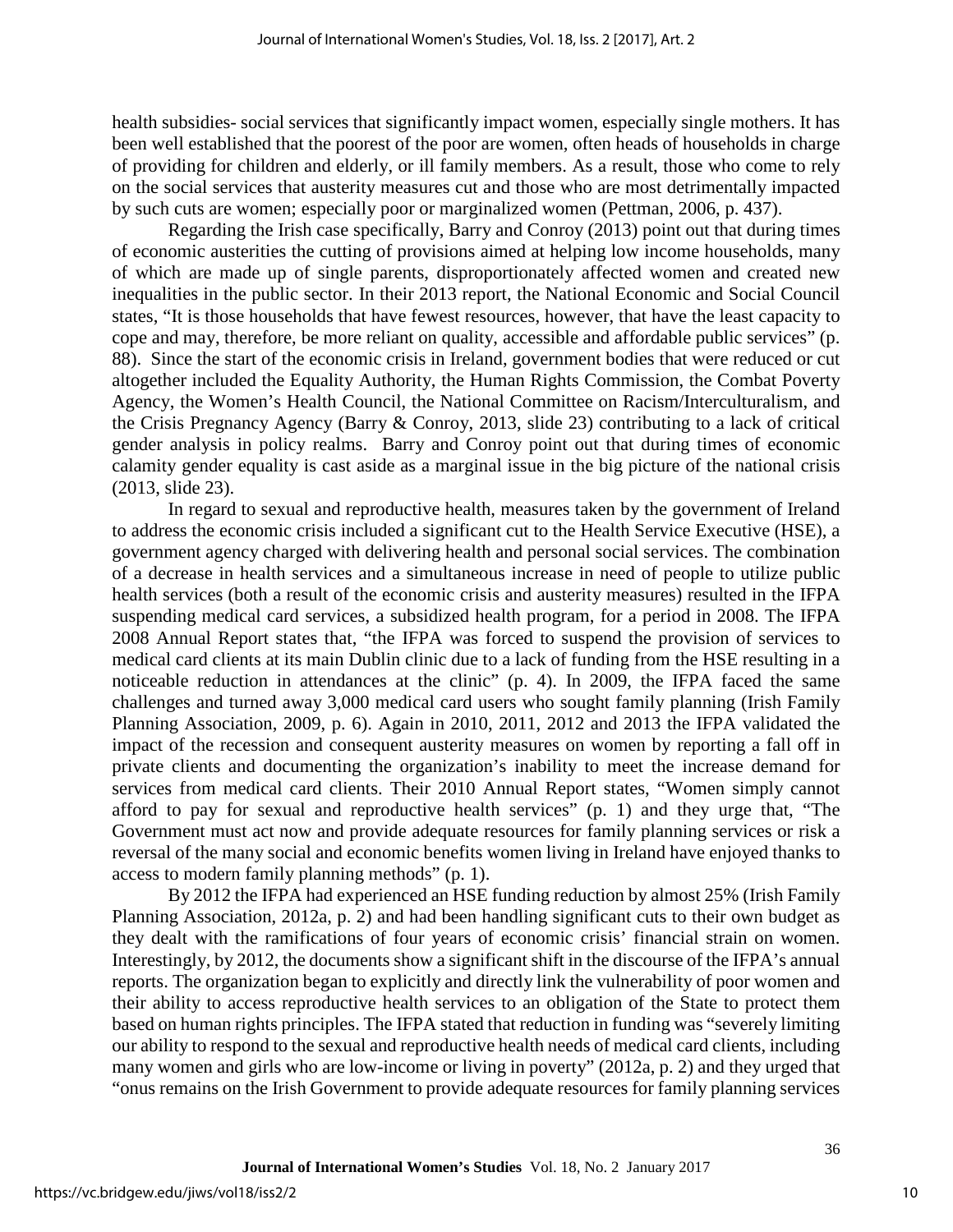health subsidies- social services that significantly impact women, especially single mothers. It has been well established that the poorest of the poor are women, often heads of households in charge of providing for children and elderly, or ill family members. As a result, those who come to rely on the social services that austerity measures cut and those who are most detrimentally impacted by such cuts are women; especially poor or marginalized women (Pettman, 2006, p. 437).

Regarding the Irish case specifically, Barry and Conroy (2013) point out that during times of economic austerities the cutting of provisions aimed at helping low income households, many of which are made up of single parents, disproportionately affected women and created new inequalities in the public sector. In their 2013 report, the National Economic and Social Council states, "It is those households that have fewest resources, however, that have the least capacity to cope and may, therefore, be more reliant on quality, accessible and affordable public services" (p. 88). Since the start of the economic crisis in Ireland, government bodies that were reduced or cut altogether included the Equality Authority, the Human Rights Commission, the Combat Poverty Agency, the Women's Health Council, the National Committee on Racism/Interculturalism, and the Crisis Pregnancy Agency (Barry & Conroy, 2013, slide 23) contributing to a lack of critical gender analysis in policy realms. Barry and Conroy point out that during times of economic calamity gender equality is cast aside as a marginal issue in the big picture of the national crisis (2013, slide 23).

In regard to sexual and reproductive health, measures taken by the government of Ireland to address the economic crisis included a significant cut to the Health Service Executive (HSE), a government agency charged with delivering health and personal social services. The combination of a decrease in health services and a simultaneous increase in need of people to utilize public health services (both a result of the economic crisis and austerity measures) resulted in the IFPA suspending medical card services, a subsidized health program, for a period in 2008. The IFPA 2008 Annual Report states that, "the IFPA was forced to suspend the provision of services to medical card clients at its main Dublin clinic due to a lack of funding from the HSE resulting in a noticeable reduction in attendances at the clinic" (p. 4). In 2009, the IFPA faced the same challenges and turned away 3,000 medical card users who sought family planning (Irish Family Planning Association, 2009, p. 6). Again in 2010, 2011, 2012 and 2013 the IFPA validated the impact of the recession and consequent austerity measures on women by reporting a fall off in private clients and documenting the organization's inability to meet the increase demand for services from medical card clients. Their 2010 Annual Report states, "Women simply cannot afford to pay for sexual and reproductive health services" (p. 1) and they urge that, "The Government must act now and provide adequate resources for family planning services or risk a reversal of the many social and economic benefits women living in Ireland have enjoyed thanks to access to modern family planning methods" (p. 1).

By 2012 the IFPA had experienced an HSE funding reduction by almost 25% (Irish Family Planning Association, 2012a, p. 2) and had been handling significant cuts to their own budget as they dealt with the ramifications of four years of economic crisis' financial strain on women. Interestingly, by 2012, the documents show a significant shift in the discourse of the IFPA's annual reports. The organization began to explicitly and directly link the vulnerability of poor women and their ability to access reproductive health services to an obligation of the State to protect them based on human rights principles. The IFPA stated that reduction in funding was "severely limiting our ability to respond to the sexual and reproductive health needs of medical card clients, including many women and girls who are low-income or living in poverty" (2012a, p. 2) and they urged that "onus remains on the Irish Government to provide adequate resources for family planning services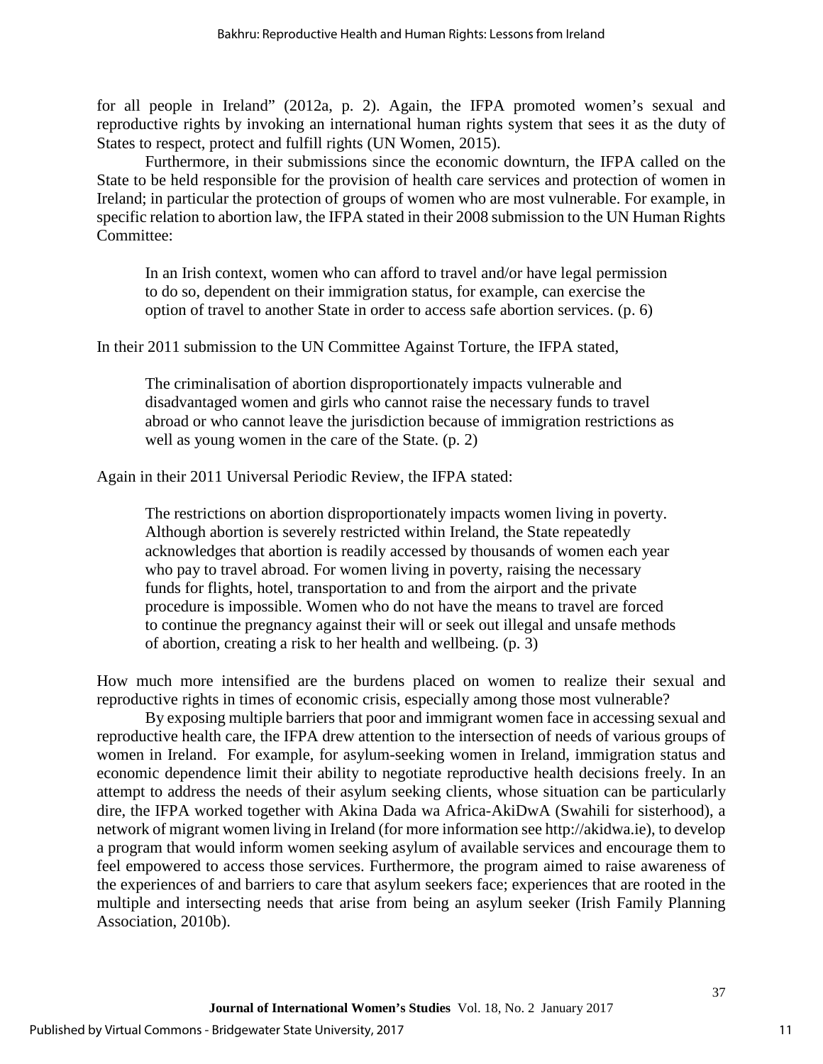for all people in Ireland" (2012a, p. 2). Again, the IFPA promoted women's sexual and reproductive rights by invoking an international human rights system that sees it as the duty of States to respect, protect and fulfill rights (UN Women, 2015).

Furthermore, in their submissions since the economic downturn, the IFPA called on the State to be held responsible for the provision of health care services and protection of women in Ireland; in particular the protection of groups of women who are most vulnerable. For example, in specific relation to abortion law, the IFPA stated in their 2008 submission to the UN Human Rights Committee:

> In an Irish context, women who can afford to travel and/or have legal permission to do so, dependent on their immigration status, for example, can exercise the option of travel to another State in order to access safe abortion services. (p. 6)

In their 2011 submission to the UN Committee Against Torture, the IFPA stated,

> The criminalisation of abortion disproportionately impacts vulnerable and disadvantaged women and girls who cannot raise the necessary funds to travel abroad or who cannot leave the jurisdiction because of immigration restrictions as well as young women in the care of the State. (p. 2)

Again in their 2011 Universal Periodic Review, the IFPA stated:

> The restrictions on abortion disproportionately impacts women living in poverty. Although abortion is severely restricted within Ireland, the State repeatedly acknowledges that abortion is readily accessed by thousands of women each year who pay to travel abroad. For women living in poverty, raising the necessary funds for flights, hotel, transportation to and from the airport and the private procedure is impossible. Women who do not have the means to travel are forced to continue the pregnancy against their will or seek out illegal and unsafe methods of abortion, creating a risk to her health and wellbeing. (p. 3)

How much more intensified are the burdens placed on women to realize their sexual and reproductive rights in times of economic crisis, especially among those most vulnerable?

By exposing multiple barriers that poor and immigrant women face in accessing sexual and reproductive health care, the IFPA drew attention to the intersection of needs of various groups of women in Ireland. For example, for asylum-seeking women in Ireland, immigration status and economic dependence limit their ability to negotiate reproductive health decisions freely. In an attempt to address the needs of their asylum seeking clients, whose situation can be particularly dire, the IFPA worked together with Akina Dada wa Africa-AkiDwA (Swahili for sisterhood), a network of migrant women living in Ireland (for more information see http://akidwa.ie), to develop a program that would inform women seeking asylum of available services and encourage them to feel empowered to access those services. Furthermore, the program aimed to raise awareness of the experiences of and barriers to care that asylum seekers face; experiences that are rooted in the multiple and intersecting needs that arise from being an asylum seeker (Irish Family Planning Association, 2010b).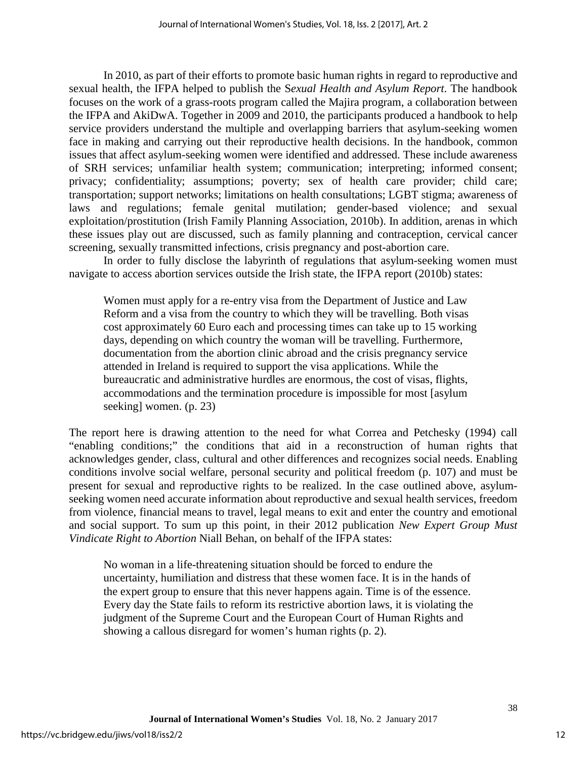In 2010, as part of their efforts to promote basic human rights in regard to reproductive and sexual health, the IFPA helped to publish the S*exual Health and Asylum Report*. The handbook focuses on the work of a grass-roots program called the Majira program, a collaboration between the IFPA and AkiDwA. Together in 2009 and 2010, the participants produced a handbook to help service providers understand the multiple and overlapping barriers that asylum-seeking women face in making and carrying out their reproductive health decisions. In the handbook, common issues that affect asylum-seeking women were identified and addressed. These include awareness of SRH services; unfamiliar health system; communication; interpreting; informed consent; privacy; confidentiality; assumptions; poverty; sex of health care provider; child care; transportation; support networks; limitations on health consultations; LGBT stigma; awareness of laws and regulations; female genital mutilation; gender-based violence; and sexual exploitation/prostitution (Irish Family Planning Association, 2010b). In addition, arenas in which these issues play out are discussed, such as family planning and contraception, cervical cancer screening, sexually transmitted infections, crisis pregnancy and post-abortion care.

In order to fully disclose the labyrinth of regulations that asylum-seeking women must navigate to access abortion services outside the Irish state, the IFPA report (2010b) states:

> Women must apply for a re-entry visa from the Department of Justice and Law Reform and a visa from the country to which they will be travelling. Both visas cost approximately 60 Euro each and processing times can take up to 15 working days, depending on which country the woman will be travelling. Furthermore, documentation from the abortion clinic abroad and the crisis pregnancy service attended in Ireland is required to support the visa applications. While the bureaucratic and administrative hurdles are enormous, the cost of visas, flights, accommodations and the termination procedure is impossible for most [asylum seeking] women. (p. 23)

The report here is drawing attention to the need for what Correa and Petchesky (1994) call "enabling conditions;" the conditions that aid in a reconstruction of human rights that acknowledges gender, class, cultural and other differences and recognizes social needs. Enabling conditions involve social welfare, personal security and political freedom (p. 107) and must be present for sexual and reproductive rights to be realized. In the case outlined above, asylum-seeking women need accurate information about reproductive and sexual health services, freedom from violence, financial means to travel, legal means to exit and enter the country and emotional and social support. To sum up this point, in their 2012 publication *New Expert Group Must Vindicate Right to Abortion* Niall Behan, on behalf of the IFPA states:

> No woman in a life-threatening situation should be forced to endure the uncertainty, humiliation and distress that these women face. It is in the hands of the expert group to ensure that this never happens again. Time is of the essence. Every day the State fails to reform its restrictive abortion laws, it is violating the judgment of the Supreme Court and the European Court of Human Rights and showing a callous disregard for women's human rights (p. 2).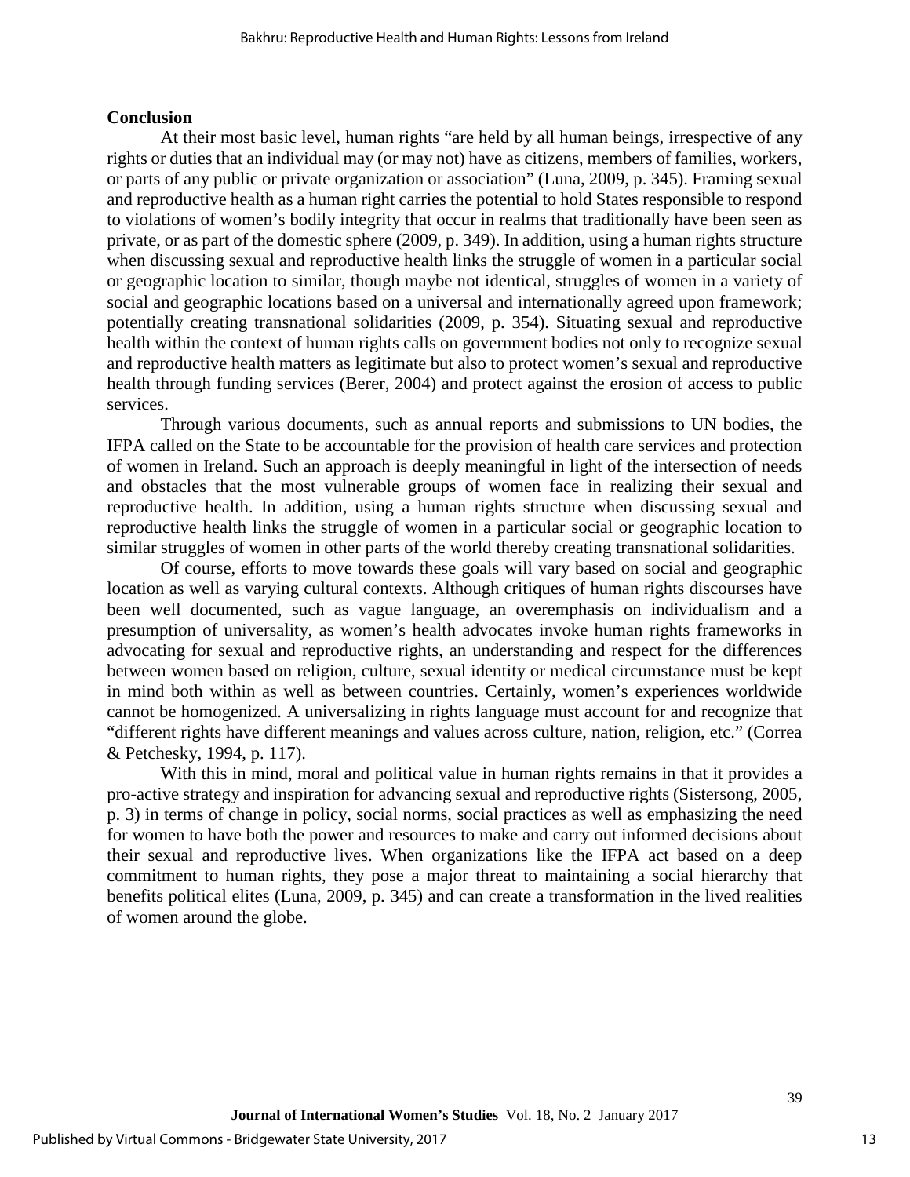## Conclusion

At their most basic level, human rights "are held by all human beings, irrespective of any rights or duties that an individual may (or may not) have as citizens, members of families, workers, or parts of any public or private organization or association" (Luna, 2009, p. 345). Framing sexual and reproductive health as a human right carries the potential to hold States responsible to respond to violations of women's bodily integrity that occur in realms that traditionally have been seen as private, or as part of the domestic sphere (2009, p. 349). In addition, using a human rights structure when discussing sexual and reproductive health links the struggle of women in a particular social or geographic location to similar, though maybe not identical, struggles of women in a variety of social and geographic locations based on a universal and internationally agreed upon framework; potentially creating transnational solidarities (2009, p. 354). Situating sexual and reproductive health within the context of human rights calls on government bodies not only to recognize sexual and reproductive health matters as legitimate but also to protect women's sexual and reproductive health through funding services (Berer, 2004) and protect against the erosion of access to public services.

Through various documents, such as annual reports and submissions to UN bodies, the IFPA called on the State to be accountable for the provision of health care services and protection of women in Ireland. Such an approach is deeply meaningful in light of the intersection of needs and obstacles that the most vulnerable groups of women face in realizing their sexual and reproductive health. In addition, using a human rights structure when discussing sexual and reproductive health links the struggle of women in a particular social or geographic location to similar struggles of women in other parts of the world thereby creating transnational solidarities.

Of course, efforts to move towards these goals will vary based on social and geographic location as well as varying cultural contexts. Although critiques of human rights discourses have been well documented, such as vague language, an overemphasis on individualism and a presumption of universality, as women's health advocates invoke human rights frameworks in advocating for sexual and reproductive rights, an understanding and respect for the differences between women based on religion, culture, sexual identity or medical circumstance must be kept in mind both within as well as between countries. Certainly, women's experiences worldwide cannot be homogenized. A universalizing in rights language must account for and recognize that "different rights have different meanings and values across culture, nation, religion, etc." (Correa & Petchesky, 1994, p. 117).

With this in mind, moral and political value in human rights remains in that it provides a pro-active strategy and inspiration for advancing sexual and reproductive rights (Sistersong, 2005, p. 3) in terms of change in policy, social norms, social practices as well as emphasizing the need for women to have both the power and resources to make and carry out informed decisions about their sexual and reproductive lives. When organizations like the IFPA act based on a deep commitment to human rights, they pose a major threat to maintaining a social hierarchy that benefits political elites (Luna, 2009, p. 345) and can create a transformation in the lived realities of women around the globe.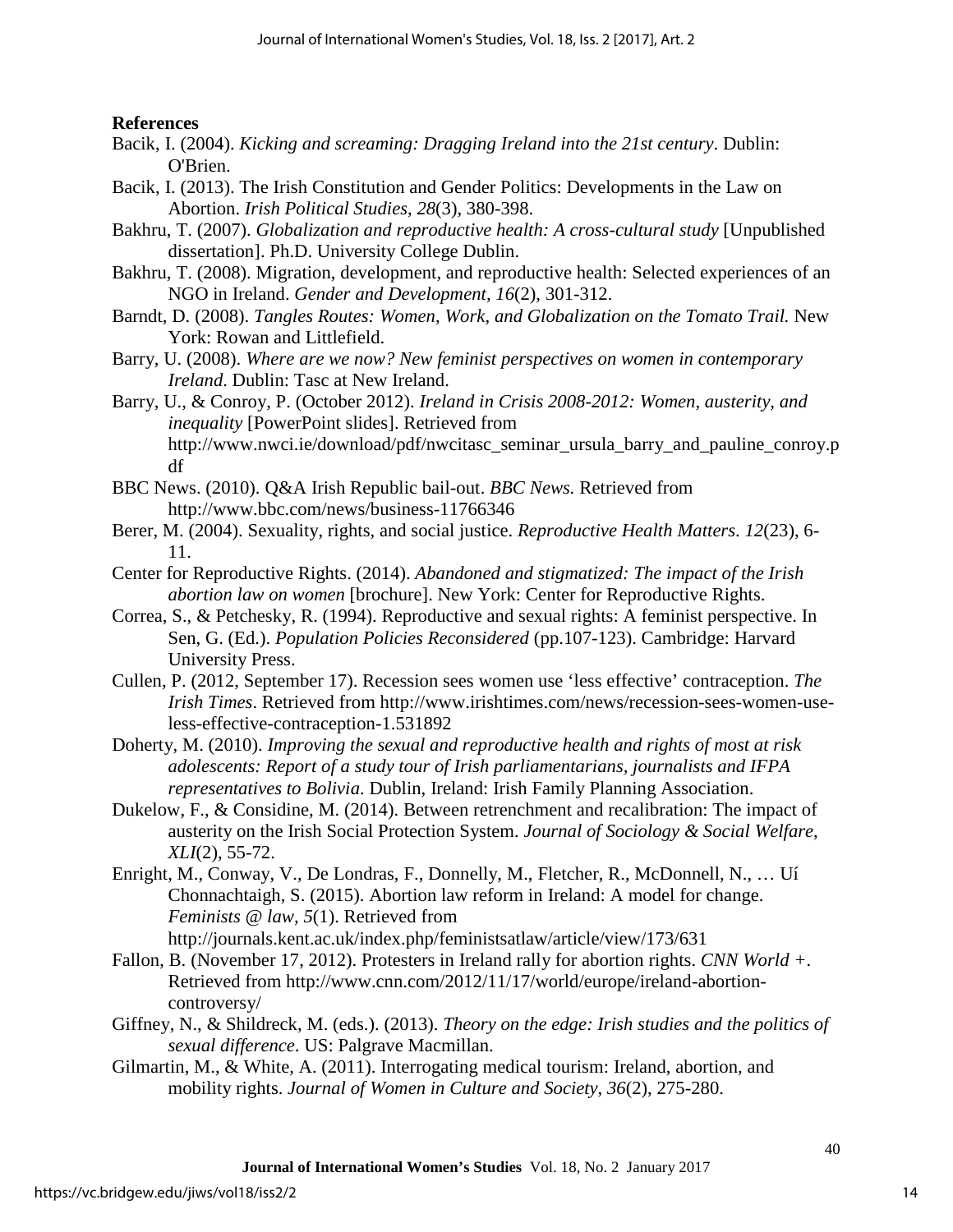**References**

Bacik, I. (2004). *Kicking and screaming: Dragging Ireland into the 21st century*. Dublin: O'Brien.

Bacik, I. (2013). The Irish Constitution and Gender Politics: Developments in the Law on Abortion. *Irish Political Studies*, *28*(3), 380-398.

Bakhru, T. (2007). *Globalization and reproductive health: A cross-cultural study* [Unpublished dissertation]. Ph.D. University College Dublin.

Bakhru, T. (2008). Migration, development, and reproductive health: Selected experiences of an NGO in Ireland. *Gender and Development, 16*(2), 301-312.

Barndt, D. (2008). *Tangles Routes: Women, Work, and Globalization on the Tomato Trail.* New York: Rowan and Littlefield.

Barry, U. (2008). *Where are we now? New feminist perspectives on women in contemporary Ireland*. Dublin: Tasc at New Ireland.

Barry, U., & Conroy, P. (October 2012). *Ireland in Crisis 2008-2012: Women, austerity, and inequality* [PowerPoint slides]. Retrieved from http://www.nwci.ie/download/pdf/nwcitasc_seminar_ursula_barry_and_pauline_conroy.pdf

BBC News. (2010). Q&A Irish Republic bail-out. *BBC News.* Retrieved from http://www.bbc.com/news/business-11766346

Berer, M. (2004). Sexuality, rights, and social justice. *Reproductive Health Matters*. *12*(23), 6-11.

Center for Reproductive Rights. (2014). *Abandoned and stigmatized: The impact of the Irish abortion law on women* [brochure]. New York: Center for Reproductive Rights.

Correa, S., & Petchesky, R. (1994). Reproductive and sexual rights: A feminist perspective. In Sen, G. (Ed.). *Population Policies Reconsidered* (pp.107-123). Cambridge: Harvard University Press.

Cullen, P. (2012, September 17). Recession sees women use 'less effective' contraception. *The Irish Times*. Retrieved from http://www.irishtimes.com/news/recession-sees-women-use-less-effective-contraception-1.531892

Doherty, M. (2010). *Improving the sexual and reproductive health and rights of most at risk adolescents: Report of a study tour of Irish parliamentarians, journalists and IFPA representatives to Bolivia*. Dublin, Ireland: Irish Family Planning Association.

Dukelow, F., & Considine, M. (2014). Between retrenchment and recalibration: The impact of austerity on the Irish Social Protection System. *Journal of Sociology & Social Welfare*, *XLI*(2), 55-72.

Enright, M., Conway, V., De Londras, F., Donnelly, M., Fletcher, R., McDonnell, N., … Uí Chonnachtaigh, S. (2015). Abortion law reform in Ireland: A model for change. *Feminists @ law*, *5*(1). Retrieved from http://journals.kent.ac.uk/index.php/feministsatlaw/article/view/173/631

Fallon, B. (November 17, 2012). Protesters in Ireland rally for abortion rights. *CNN World +*. Retrieved from http://www.cnn.com/2012/11/17/world/europe/ireland-abortion-controversy/

Giffney, N., & Shildreck, M. (eds.). (2013). *Theory on the edge: Irish studies and the politics of sexual difference*. US: Palgrave Macmillan.

Gilmartin, M., & White, A. (2011). Interrogating medical tourism: Ireland, abortion, and mobility rights. *Journal of Women in Culture and Society*, *36*(2), 275-280.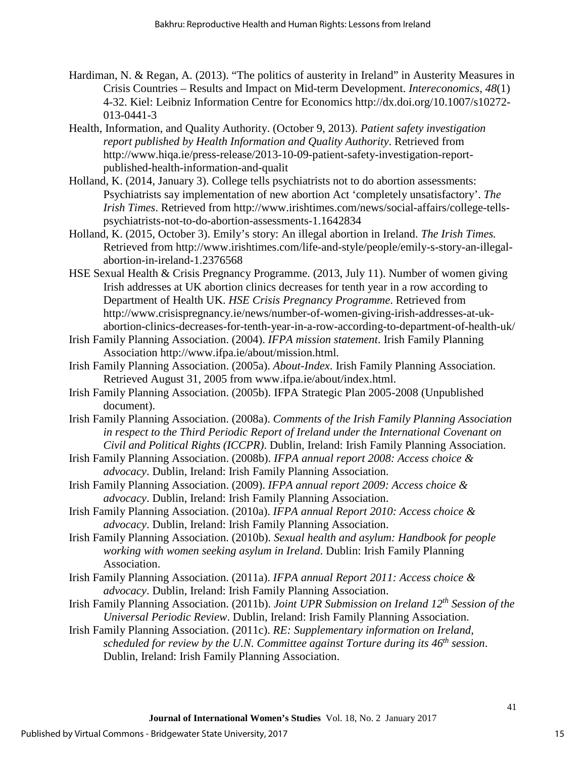Hardiman, N. & Regan, A. (2013). "The politics of austerity in Ireland" in Austerity Measures in Crisis Countries – Results and Impact on Mid-term Development. *Intereconomics*, *48*(1) 4-32. Kiel: Leibniz Information Centre for Economics http://dx.doi.org/10.1007/s10272-013-0441-3

Health, Information, and Quality Authority. (October 9, 2013). *Patient safety investigation report published by Health Information and Quality Authority*. Retrieved from http://www.hiqa.ie/press-release/2013-10-09-patient-safety-investigation-report-published-health-information-and-qualit

Holland, K. (2014, January 3). College tells psychiatrists not to do abortion assessments: Psychiatrists say implementation of new abortion Act 'completely unsatisfactory'. *The Irish Times*. Retrieved from http://www.irishtimes.com/news/social-affairs/college-tells-psychiatrists-not-to-do-abortion-assessments-1.1642834

Holland, K. (2015, October 3). Emily's story: An illegal abortion in Ireland. *The Irish Times.* Retrieved from http://www.irishtimes.com/life-and-style/people/emily-s-story-an-illegal-abortion-in-ireland-1.2376568

HSE Sexual Health & Crisis Pregnancy Programme. (2013, July 11). Number of women giving Irish addresses at UK abortion clinics decreases for tenth year in a row according to Department of Health UK. *HSE Crisis Pregnancy Programme*. Retrieved from http://www.crisispregnancy.ie/news/number-of-women-giving-irish-addresses-at-uk-abortion-clinics-decreases-for-tenth-year-in-a-row-according-to-department-of-health-uk/

Irish Family Planning Association. (2004). *IFPA mission statement*. Irish Family Planning Association http://www.ifpa.ie/about/mission.html.

Irish Family Planning Association. (2005a). *About-Index*. Irish Family Planning Association. Retrieved August 31, 2005 from www.ifpa.ie/about/index.html.

Irish Family Planning Association. (2005b). IFPA Strategic Plan 2005-2008 (Unpublished document).

Irish Family Planning Association. (2008a). *Comments of the Irish Family Planning Association in respect to the Third Periodic Report of Ireland under the International Covenant on Civil and Political Rights (ICCPR)*. Dublin, Ireland: Irish Family Planning Association.

Irish Family Planning Association. (2008b). *IFPA annual report 2008: Access choice & advocacy*. Dublin, Ireland: Irish Family Planning Association.

Irish Family Planning Association. (2009). *IFPA annual report 2009: Access choice & advocacy*. Dublin, Ireland: Irish Family Planning Association.

Irish Family Planning Association. (2010a). *IFPA annual Report 2010: Access choice & advocacy*. Dublin, Ireland: Irish Family Planning Association.

Irish Family Planning Association. (2010b). *Sexual health and asylum: Handbook for people working with women seeking asylum in Ireland*. Dublin: Irish Family Planning Association.

Irish Family Planning Association. (2011a). *IFPA annual Report 2011: Access choice & advocacy*. Dublin, Ireland: Irish Family Planning Association.

Irish Family Planning Association. (2011b). *Joint UPR Submission on Ireland 12th Session of the Universal Periodic Review*. Dublin, Ireland: Irish Family Planning Association.

Irish Family Planning Association. (2011c). *RE: Supplementary information on Ireland, scheduled for review by the U.N. Committee against Torture during its 46th session*. Dublin, Ireland: Irish Family Planning Association.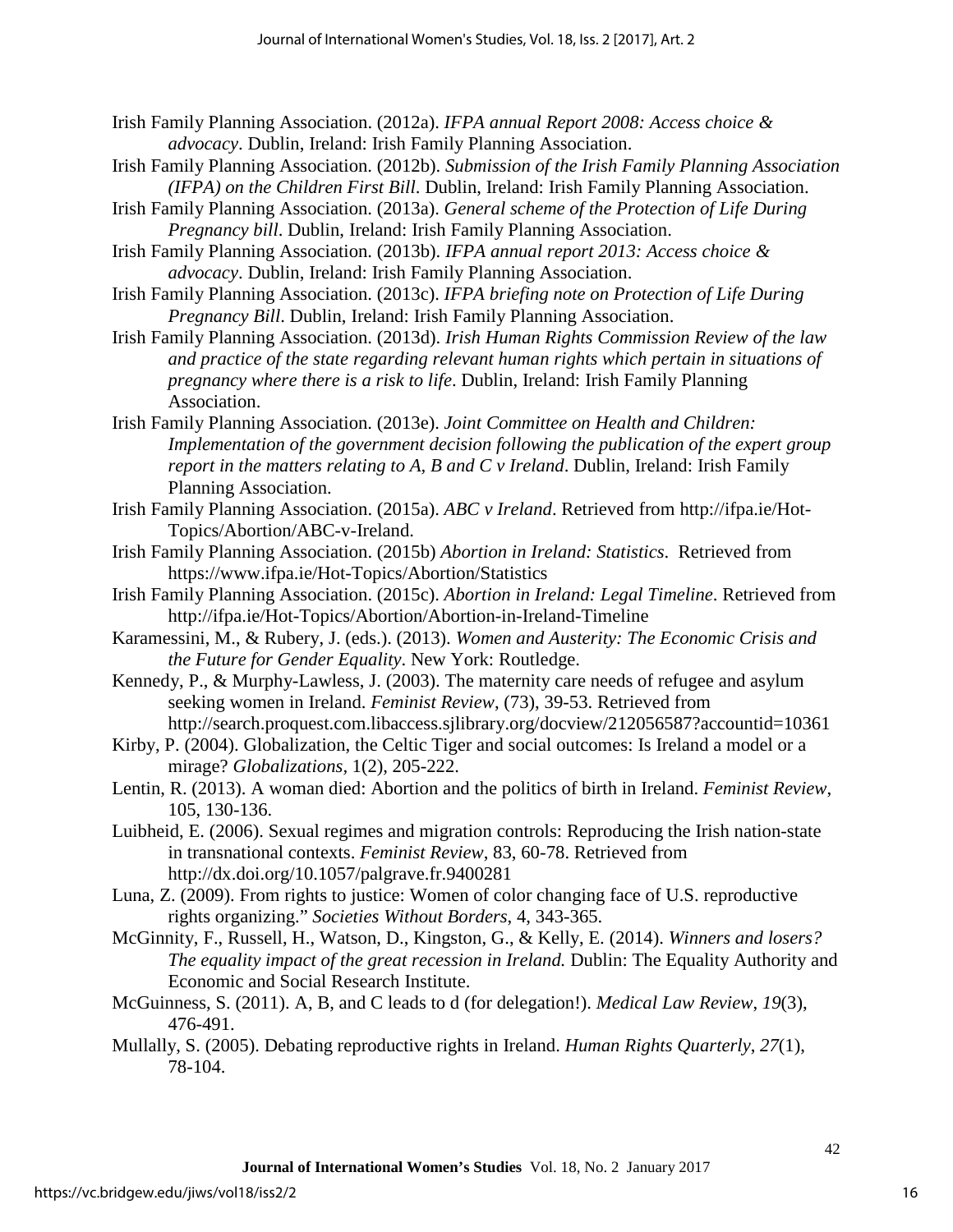Irish Family Planning Association. (2012a). *IFPA annual Report 2008: Access choice & advocacy*. Dublin, Ireland: Irish Family Planning Association.

Irish Family Planning Association. (2012b). *Submission of the Irish Family Planning Association (IFPA) on the Children First Bill*. Dublin, Ireland: Irish Family Planning Association.

Irish Family Planning Association. (2013a). *General scheme of the Protection of Life During Pregnancy bill*. Dublin, Ireland: Irish Family Planning Association.

Irish Family Planning Association. (2013b). *IFPA annual report 2013: Access choice & advocacy*. Dublin, Ireland: Irish Family Planning Association.

Irish Family Planning Association. (2013c). *IFPA briefing note on Protection of Life During Pregnancy Bill*. Dublin, Ireland: Irish Family Planning Association.

Irish Family Planning Association. (2013d). *Irish Human Rights Commission Review of the law and practice of the state regarding relevant human rights which pertain in situations of pregnancy where there is a risk to life*. Dublin, Ireland: Irish Family Planning Association.

Irish Family Planning Association. (2013e). *Joint Committee on Health and Children: Implementation of the government decision following the publication of the expert group report in the matters relating to A, B and C v Ireland*. Dublin, Ireland: Irish Family Planning Association.

Irish Family Planning Association. (2015a). *ABC v Ireland*. Retrieved from http://ifpa.ie/Hot-Topics/Abortion/ABC-v-Ireland.

Irish Family Planning Association. (2015b) *Abortion in Ireland: Statistics*. Retrieved from https://www.ifpa.ie/Hot-Topics/Abortion/Statistics

Irish Family Planning Association. (2015c). *Abortion in Ireland: Legal Timeline*. Retrieved from http://ifpa.ie/Hot-Topics/Abortion/Abortion-in-Ireland-Timeline

Karamessini, M., & Rubery, J. (eds.). (2013). *Women and Austerity: The Economic Crisis and the Future for Gender Equality*. New York: Routledge.

Kennedy, P., & Murphy-Lawless, J. (2003). The maternity care needs of refugee and asylum seeking women in Ireland. *Feminist Review*, (73), 39-53. Retrieved from http://search.proquest.com.libaccess.sjlibrary.org/docview/212056587?accountid=10361

Kirby, P. (2004). Globalization, the Celtic Tiger and social outcomes: Is Ireland a model or a mirage? *Globalizations*, 1(2), 205-222.

Lentin, R. (2013). A woman died: Abortion and the politics of birth in Ireland. *Feminist Review*, 105, 130-136.

Luibheid, E. (2006). Sexual regimes and migration controls: Reproducing the Irish nation-state in transnational contexts. *Feminist Review*, 83, 60-78. Retrieved from http://dx.doi.org/10.1057/palgrave.fr.9400281

Luna, Z. (2009). From rights to justice: Women of color changing face of U.S. reproductive rights organizing." *Societies Without Borders*, 4, 343-365.

McGinnity, F., Russell, H., Watson, D., Kingston, G., & Kelly, E. (2014). *Winners and losers? The equality impact of the great recession in Ireland.* Dublin: The Equality Authority and Economic and Social Research Institute.

McGuinness, S. (2011). A, B, and C leads to d (for delegation!). *Medical Law Review*, *19*(3), 476-491.

Mullally, S. (2005). Debating reproductive rights in Ireland. *Human Rights Quarterly*, *27*(1), 78-104.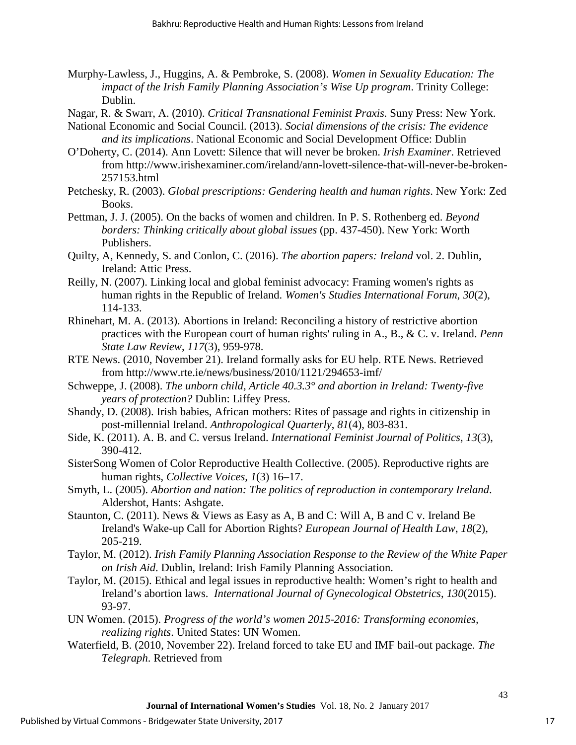Murphy-Lawless, J., Huggins, A. & Pembroke, S. (2008). *Women in Sexuality Education: The impact of the Irish Family Planning Association's Wise Up program*. Trinity College: Dublin.

Nagar, R. & Swarr, A. (2010). *Critical Transnational Feminist Praxis.* Suny Press: New York.

National Economic and Social Council. (2013). *Social dimensions of the crisis: The evidence and its implications*. National Economic and Social Development Office: Dublin

O'Doherty, C. (2014). Ann Lovett: Silence that will never be broken. *Irish Examiner*. Retrieved from http://www.irishexaminer.com/ireland/ann-lovett-silence-that-will-never-be-broken-257153.html

Petchesky, R. (2003). *Global prescriptions: Gendering health and human rights*. New York: Zed Books.

Pettman, J. J. (2005). On the backs of women and children. In P. S. Rothenberg ed. *Beyond borders: Thinking critically about global issues* (pp. 437-450). New York: Worth Publishers.

Quilty, A, Kennedy, S. and Conlon, C. (2016). *The abortion papers: Ireland* vol. 2. Dublin, Ireland: Attic Press.

Reilly, N. (2007). Linking local and global feminist advocacy: Framing women's rights as human rights in the Republic of Ireland. *Women's Studies International Forum*, *30*(2), 114-133.

Rhinehart, M. A. (2013). Abortions in Ireland: Reconciling a history of restrictive abortion practices with the European court of human rights' ruling in A., B., & C. v. Ireland. *Penn State Law Review*, *117*(3), 959-978.

RTE News. (2010, November 21). Ireland formally asks for EU help. RTE News. Retrieved from http://www.rte.ie/news/business/2010/1121/294653-imf/

Schweppe, J. (2008). *The unborn child, Article 40.3.3° and abortion in Ireland: Twenty-five years of protection?* Dublin: Liffey Press.

Shandy, D. (2008). Irish babies, African mothers: Rites of passage and rights in citizenship in post-millennial Ireland. *Anthropological Quarterly*, *81*(4), 803-831.

Side, K. (2011). A. B. and C. versus Ireland. *International Feminist Journal of Politics*, *13*(3), 390-412.

SisterSong Women of Color Reproductive Health Collective. (2005). Reproductive rights are human rights, *Collective Voices, 1*(3) 16–17.

Smyth, L. (2005). *Abortion and nation: The politics of reproduction in contemporary Ireland*. Aldershot, Hants: Ashgate.

Staunton, C. (2011). News & Views as Easy as A, B and C: Will A, B and C v. Ireland Be Ireland's Wake-up Call for Abortion Rights? *European Journal of Health Law*, *18*(2), 205-219.

Taylor, M. (2012). *Irish Family Planning Association Response to the Review of the White Paper on Irish Aid*. Dublin, Ireland: Irish Family Planning Association.

Taylor, M. (2015). Ethical and legal issues in reproductive health: Women's right to health and Ireland's abortion laws. *International Journal of Gynecological Obstetrics*, *130*(2015). 93-97.

UN Women. (2015). *Progress of the world's women 2015-2016: Transforming economies, realizing rights*. United States: UN Women.

Waterfield, B. (2010, November 22). Ireland forced to take EU and IMF bail-out package. *The Telegraph*. Retrieved from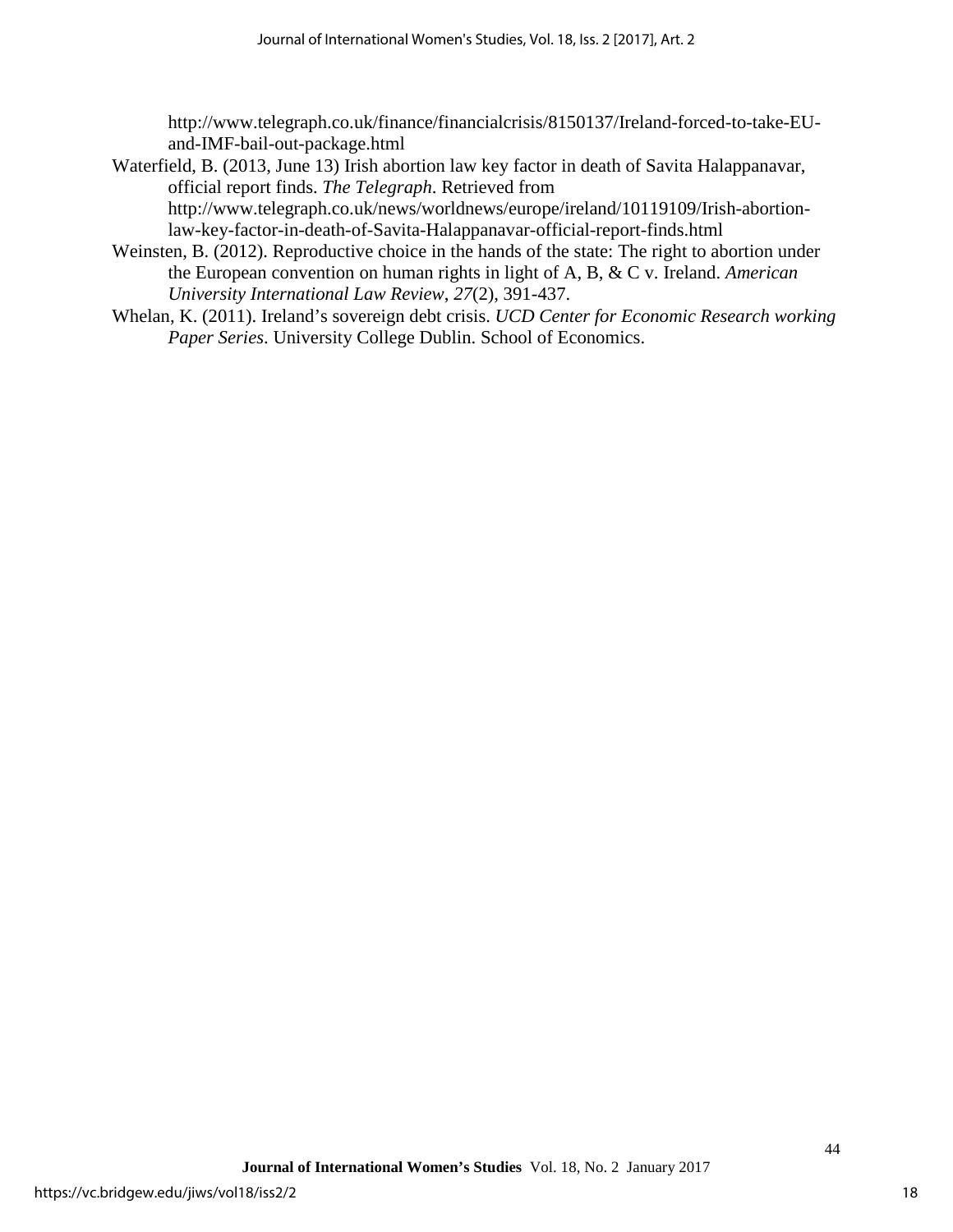http://www.telegraph.co.uk/finance/financialcrisis/8150137/Ireland-forced-to-take-EU-and-IMF-bail-out-package.html

Waterfield, B. (2013, June 13) Irish abortion law key factor in death of Savita Halappanavar, official report finds. *The Telegraph*. Retrieved from http://www.telegraph.co.uk/news/worldnews/europe/ireland/10119109/Irish-abortion-law-key-factor-in-death-of-Savita-Halappanavar-official-report-finds.html

Weinsten, B. (2012). Reproductive choice in the hands of the state: The right to abortion under the European convention on human rights in light of A, B, & C v. Ireland. *American University International Law Review*, *27*(2), 391-437.

Whelan, K. (2011). Ireland's sovereign debt crisis. *UCD Center for Economic Research working Paper Series*. University College Dublin. School of Economics.